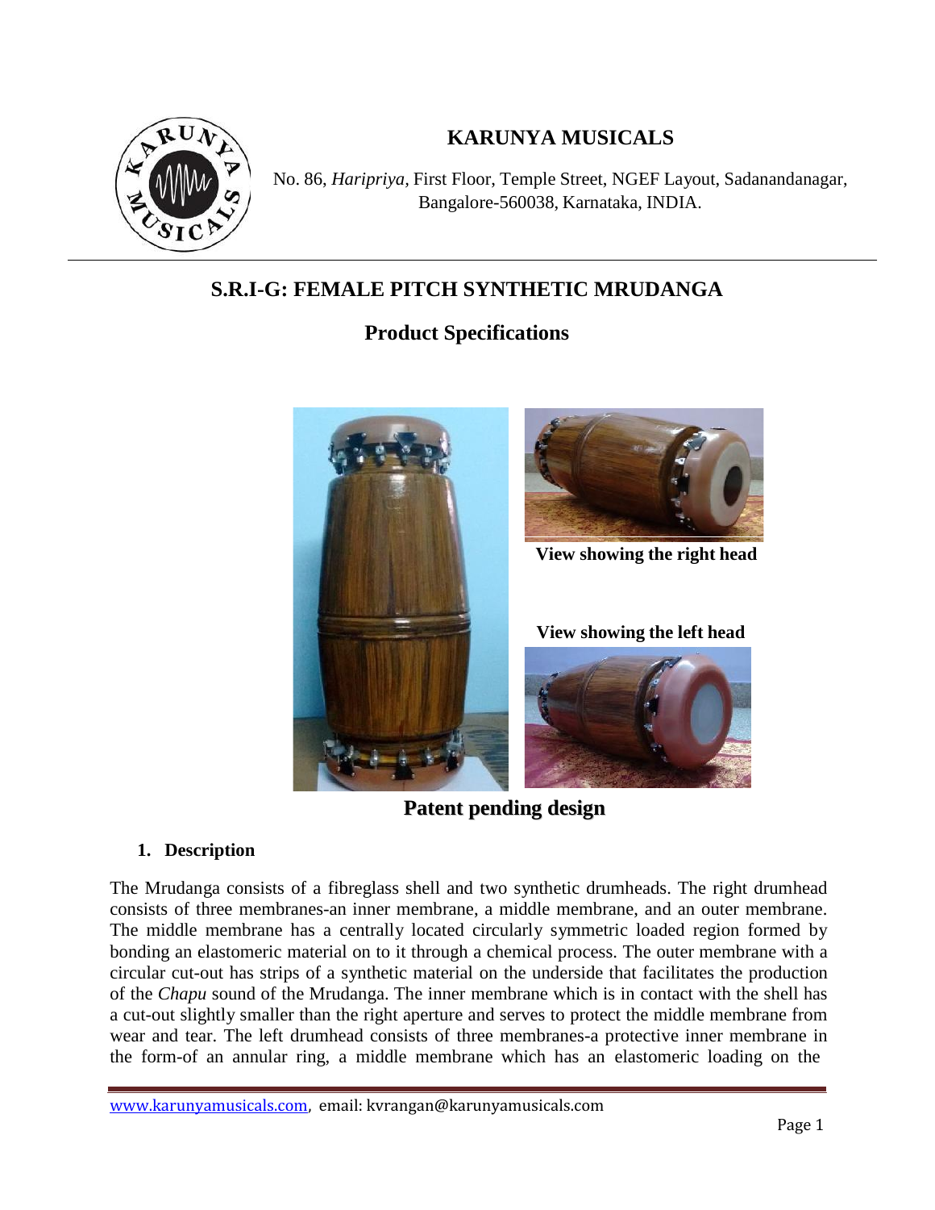# KARUNYA MUSICALS

No. 86, *Haripriya*, First Floor, Temple Street, NGEF Layout, Sadanandanagar, Bangalore-560038, Karnataka, INDIA.

## S.R.I-G: FEMALE PITCH SYNTHETIC MRUDANGA

## Product Specifications

View showing the right head

View showing the left head

**Patent pending design**

### 1. Description

The Mrudanga consists of a fibreglass shell and two synthetic drumheads. The right drumhead consists of three membranes-an inner membrane, a middle membrane, and an outer membrane. The middle membrane has a centrally located circularly symmetric loaded region formed by bonding an elastomeric material on to it through a chemical process. The outer membrane with a circular cut-out has strips of a synthetic material on the underside that facilitates the production of the *Chapu* sound of the Mrudanga. The inner membrane which is in contact with the shell has a cut-out slightly smaller than the right aperture and serves to protect the middle membrane from wear and tear. The left drumhead consists of three membranes-a protective inner membrane in the form-of an annular ring, a middle membrane which has an elastomeric loading on the

www.karunyamusicals.com, email: kvrangan@karunyamusicals.com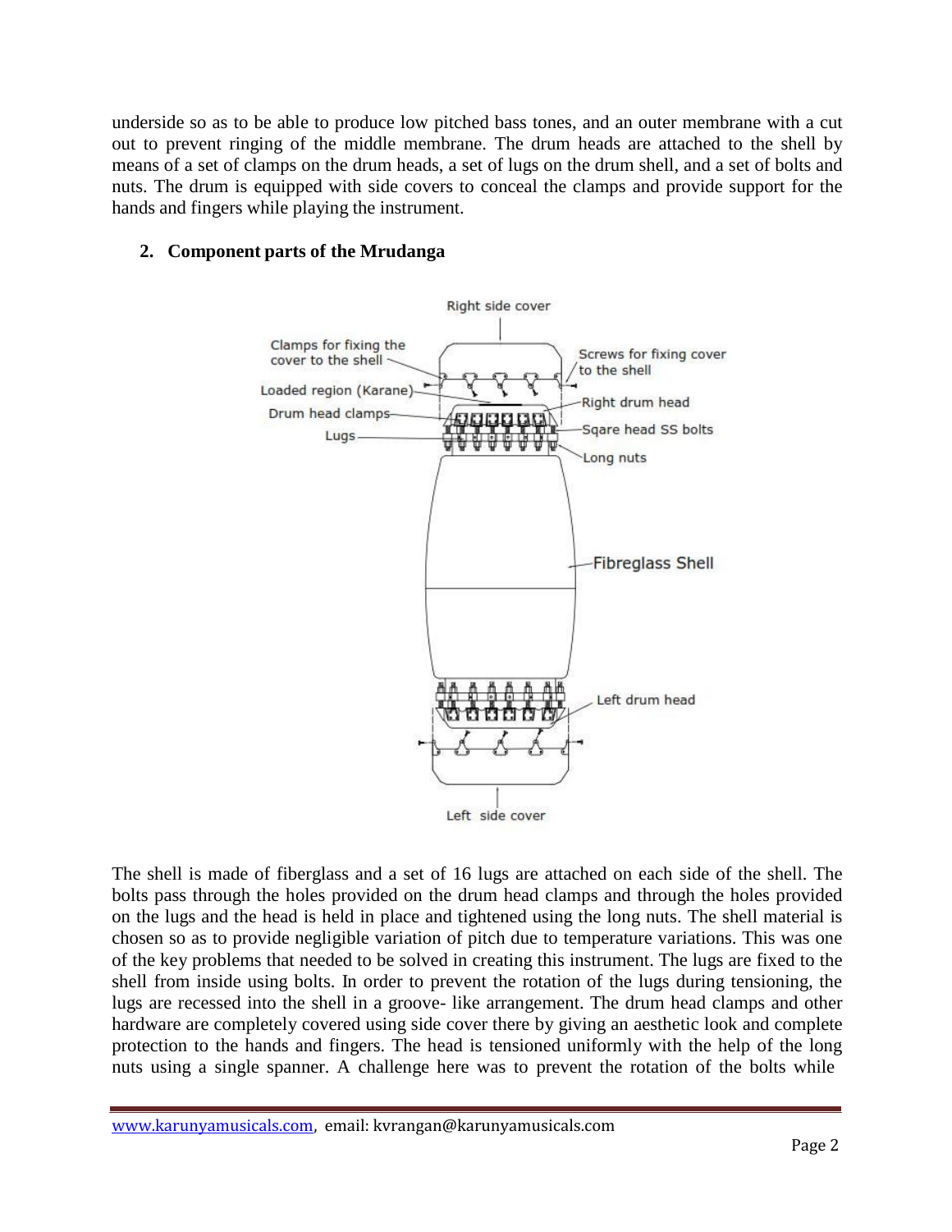underside so as to be able to produce low pitched bass tones, and an outer membrane with a cut out to prevent ringing of the middle membrane. The drum heads are attached to the shell by means of a set of clamps on the drum heads, a set of lugs on the drum shell, and a set of bolts and nuts. The drum is equipped with side covers to conceal the clamps and provide support for the hands and fingers while playing the instrument.

## 2. Component parts of the Mrudanga

The shell is made of fiberglass and a set of 16 lugs are attached on each side of the shell. The bolts pass through the holes provided on the drum head clamps and through the holes provided on the lugs and the head is held in place and tightened using the long nuts. The shell material is chosen so as to provide negligible variation of pitch due to temperature variations. This was one of the key problems that needed to be solved in creating this instrument. The lugs are fixed to the shell from inside using bolts. In order to prevent the rotation of the lugs during tensioning, the lugs are recessed into the shell in a groove- like arrangement. The drum head clamps and other hardware are completely covered using side cover there by giving an aesthetic look and complete protection to the hands and fingers. The head is tensioned uniformly with the help of the long nuts using a single spanner. A challenge here was to prevent the rotation of the bolts while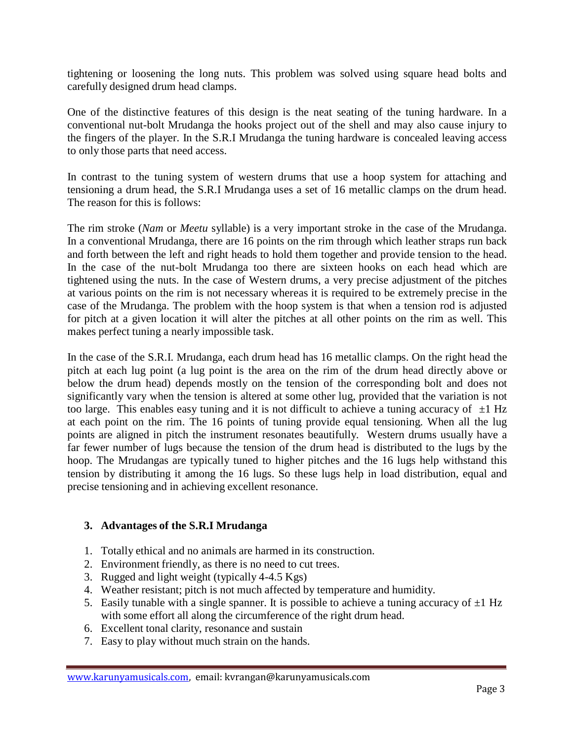tightening or loosening the long nuts. This problem was solved using square head bolts and carefully designed drum head clamps.

One of the distinctive features of this design is the neat seating of the tuning hardware. In a conventional nut-bolt Mrudanga the hooks project out of the shell and may also cause injury to the fingers of the player. In the S.R.I Mrudanga the tuning hardware is concealed leaving access to only those parts that need access.

In contrast to the tuning system of western drums that use a hoop system for attaching and tensioning a drum head, the S.R.I Mrudanga uses a set of 16 metallic clamps on the drum head. The reason for this is follows:

The rim stroke (*Nam* or *Meetu* syllable) is a very important stroke in the case of the Mrudanga. In a conventional Mrudanga, there are 16 points on the rim through which leather straps run back and forth between the left and right heads to hold them together and provide tension to the head. In the case of the nut-bolt Mrudanga too there are sixteen hooks on each head which are tightened using the nuts. In the case of Western drums, a very precise adjustment of the pitches at various points on the rim is not necessary whereas it is required to be extremely precise in the case of the Mrudanga. The problem with the hoop system is that when a tension rod is adjusted for pitch at a given location it will alter the pitches at all other points on the rim as well. This makes perfect tuning a nearly impossible task.

In the case of the S.R.I. Mrudanga, each drum head has 16 metallic clamps. On the right head the pitch at each lug point (a lug point is the area on the rim of the drum head directly above or below the drum head) depends mostly on the tension of the corresponding bolt and does not significantly vary when the tension is altered at some other lug, provided that the variation is not too large. This enables easy tuning and it is not difficult to achieve a tuning accuracy of $\pm1$ Hz at each point on the rim. The 16 points of tuning provide equal tensioning. When all the lug points are aligned in pitch the instrument resonates beautifully. Western drums usually have a far fewer number of lugs because the tension of the drum head is distributed to the lugs by the hoop. The Mrudangas are typically tuned to higher pitches and the 16 lugs help withstand this tension by distributing it among the 16 lugs. So these lugs help in load distribution, equal and precise tensioning and in achieving excellent resonance.

### 3. Advantages of the S.R.I Mrudanga

1. Totally ethical and no animals are harmed in its construction.
2. Environment friendly, as there is no need to cut trees.
3. Rugged and light weight (typically 4-4.5 Kgs)
4. Weather resistant; pitch is not much affected by temperature and humidity.
5. Easily tunable with a single spanner. It is possible to achieve a tuning accuracy of $\pm1$ Hz with some effort all along the circumference of the right drum head.
6. Excellent tonal clarity, resonance and sustain
7. Easy to play without much strain on the hands.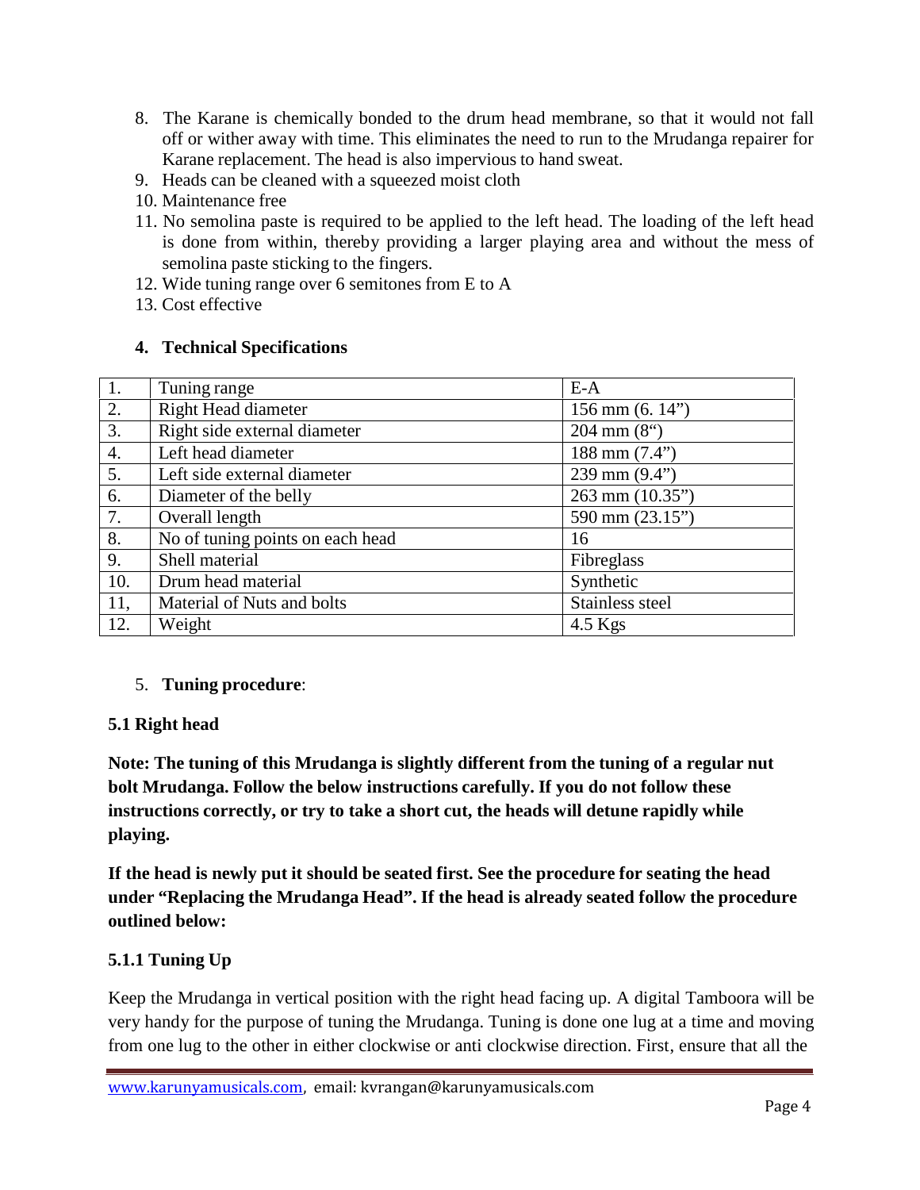8. The Karane is chemically bonded to the drum head membrane, so that it would not fall off or wither away with time. This eliminates the need to run to the Mrudanga repairer for Karane replacement. The head is also impervious to hand sweat.
9. Heads can be cleaned with a squeezed moist cloth
10. Maintenance free
11. No semolina paste is required to be applied to the left head. The loading of the left head is done from within, thereby providing a larger playing area and without the mess of semolina paste sticking to the fingers.
12. Wide tuning range over 6 semitones from E to A
13. Cost effective

## 4. Technical Specifications

| | | |
|---|---|---|
| 1. | Tuning range | E-A |
| 2. | Right Head diameter | 156 mm (6. 14”) |
| 3. | Right side external diameter | 204 mm (8“) |
| 4. | Left head diameter | 188 mm (7.4”) |
| 5. | Left side external diameter | 239 mm (9.4”) |
| 6. | Diameter of the belly | 263 mm (10.35”) |
| 7. | Overall length | 590 mm (23.15”) |
| 8. | No of tuning points on each head | 16 |
| 9. | Shell material | Fibreglass |
| 10. | Drum head material | Synthetic |
| 11, | Material of Nuts and bolts | Stainless steel |
| 12. | Weight | 4.5 Kgs |

## 5. Tuning procedure:

### 5.1 Right head

**Note: The tuning of this Mrudanga is slightly different from the tuning of a regular nut bolt Mrudanga. Follow the below instructions carefully. If you do not follow these instructions correctly, or try to take a short cut, the heads will detune rapidly while playing.**

**If the head is newly put it should be seated first. See the procedure for seating the head under “Replacing the Mrudanga Head”. If the head is already seated follow the procedure outlined below:**

#### 5.1.1 Tuning Up

Keep the Mrudanga in vertical position with the right head facing up. A digital Tamboora will be very handy for the purpose of tuning the Mrudanga. Tuning is done one lug at a time and moving from one lug to the other in either clockwise or anti clockwise direction. First, ensure that all the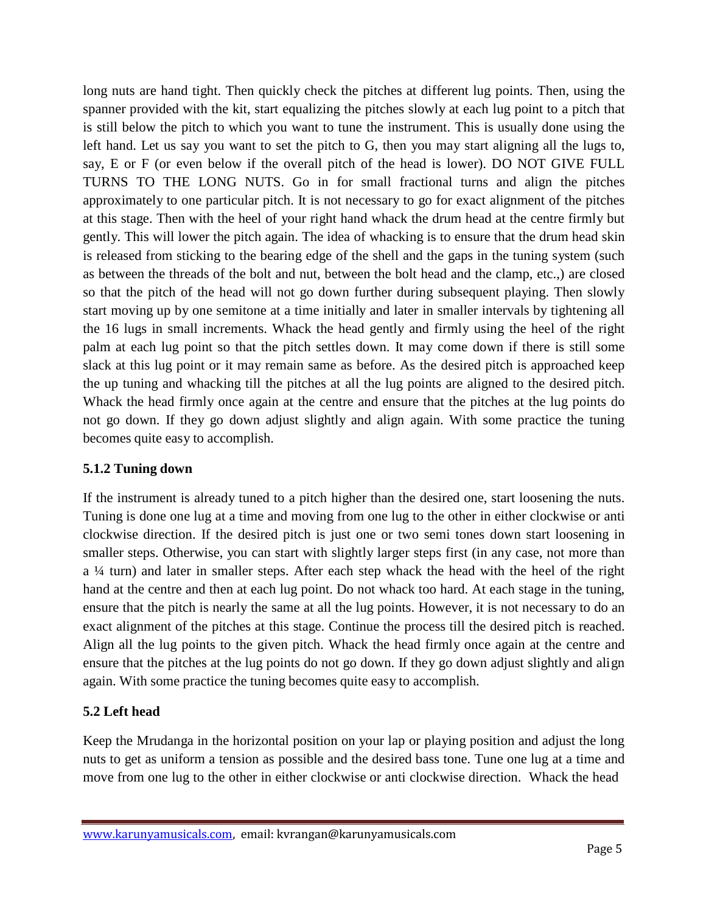long nuts are hand tight. Then quickly check the pitches at different lug points. Then, using the spanner provided with the kit, start equalizing the pitches slowly at each lug point to a pitch that is still below the pitch to which you want to tune the instrument. This is usually done using the left hand. Let us say you want to set the pitch to G, then you may start aligning all the lugs to, say, E or F (or even below if the overall pitch of the head is lower). DO NOT GIVE FULL TURNS TO THE LONG NUTS. Go in for small fractional turns and align the pitches approximately to one particular pitch. It is not necessary to go for exact alignment of the pitches at this stage. Then with the heel of your right hand whack the drum head at the centre firmly but gently. This will lower the pitch again. The idea of whacking is to ensure that the drum head skin is released from sticking to the bearing edge of the shell and the gaps in the tuning system (such as between the threads of the bolt and nut, between the bolt head and the clamp, etc.,) are closed so that the pitch of the head will not go down further during subsequent playing. Then slowly start moving up by one semitone at a time initially and later in smaller intervals by tightening all the 16 lugs in small increments. Whack the head gently and firmly using the heel of the right palm at each lug point so that the pitch settles down. It may come down if there is still some slack at this lug point or it may remain same as before. As the desired pitch is approached keep the up tuning and whacking till the pitches at all the lug points are aligned to the desired pitch. Whack the head firmly once again at the centre and ensure that the pitches at the lug points do not go down. If they go down adjust slightly and align again. With some practice the tuning becomes quite easy to accomplish.

### 5.1.2 Tuning down

If the instrument is already tuned to a pitch higher than the desired one, start loosening the nuts. Tuning is done one lug at a time and moving from one lug to the other in either clockwise or anti clockwise direction. If the desired pitch is just one or two semi tones down start loosening in smaller steps. Otherwise, you can start with slightly larger steps first (in any case, not more than a ¼ turn) and later in smaller steps. After each step whack the head with the heel of the right hand at the centre and then at each lug point. Do not whack too hard. At each stage in the tuning, ensure that the pitch is nearly the same at all the lug points. However, it is not necessary to do an exact alignment of the pitches at this stage. Continue the process till the desired pitch is reached. Align all the lug points to the given pitch. Whack the head firmly once again at the centre and ensure that the pitches at the lug points do not go down. If they go down adjust slightly and align again. With some practice the tuning becomes quite easy to accomplish.

## 5.2 Left head

Keep the Mrudanga in the horizontal position on your lap or playing position and adjust the long nuts to get as uniform a tension as possible and the desired bass tone. Tune one lug at a time and move from one lug to the other in either clockwise or anti clockwise direction. Whack the head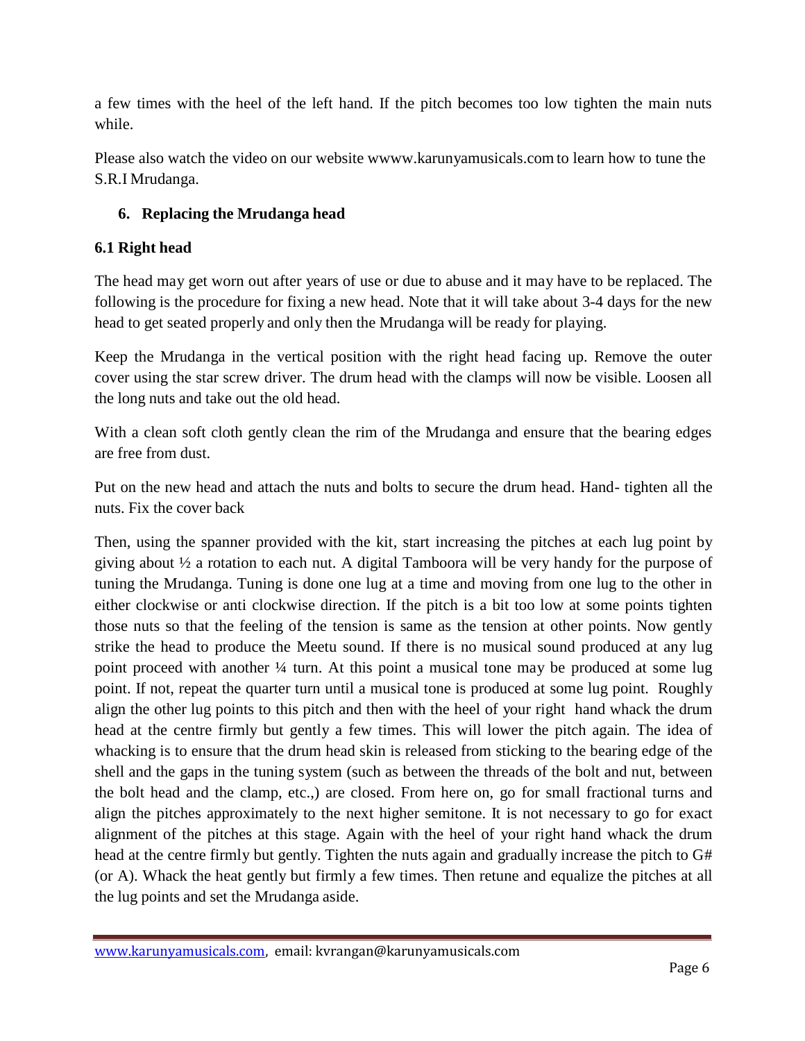a few times with the heel of the left hand. If the pitch becomes too low tighten the main nuts while.

Please also watch the video on our website wwww.karunyamusicals.com to learn how to tune the S.R.I Mrudanga.

## 6. Replacing the Mrudanga head

### 6.1 Right head

The head may get worn out after years of use or due to abuse and it may have to be replaced. The following is the procedure for fixing a new head. Note that it will take about 3-4 days for the new head to get seated properly and only then the Mrudanga will be ready for playing.

Keep the Mrudanga in the vertical position with the right head facing up. Remove the outer cover using the star screw driver. The drum head with the clamps will now be visible. Loosen all the long nuts and take out the old head.

With a clean soft cloth gently clean the rim of the Mrudanga and ensure that the bearing edges are free from dust.

Put on the new head and attach the nuts and bolts to secure the drum head. Hand- tighten all the nuts. Fix the cover back

Then, using the spanner provided with the kit, start increasing the pitches at each lug point by giving about ½ a rotation to each nut. A digital Tamboora will be very handy for the purpose of tuning the Mrudanga. Tuning is done one lug at a time and moving from one lug to the other in either clockwise or anti clockwise direction. If the pitch is a bit too low at some points tighten those nuts so that the feeling of the tension is same as the tension at other points. Now gently strike the head to produce the Meetu sound. If there is no musical sound produced at any lug point proceed with another ¼ turn. At this point a musical tone may be produced at some lug point. If not, repeat the quarter turn until a musical tone is produced at some lug point. Roughly align the other lug points to this pitch and then with the heel of your right hand whack the drum head at the centre firmly but gently a few times. This will lower the pitch again. The idea of whacking is to ensure that the drum head skin is released from sticking to the bearing edge of the shell and the gaps in the tuning system (such as between the threads of the bolt and nut, between the bolt head and the clamp, etc.,) are closed. From here on, go for small fractional turns and align the pitches approximately to the next higher semitone. It is not necessary to go for exact alignment of the pitches at this stage. Again with the heel of your right hand whack the drum head at the centre firmly but gently. Tighten the nuts again and gradually increase the pitch to G# (or A). Whack the heat gently but firmly a few times. Then retune and equalize the pitches at all the lug points and set the Mrudanga aside.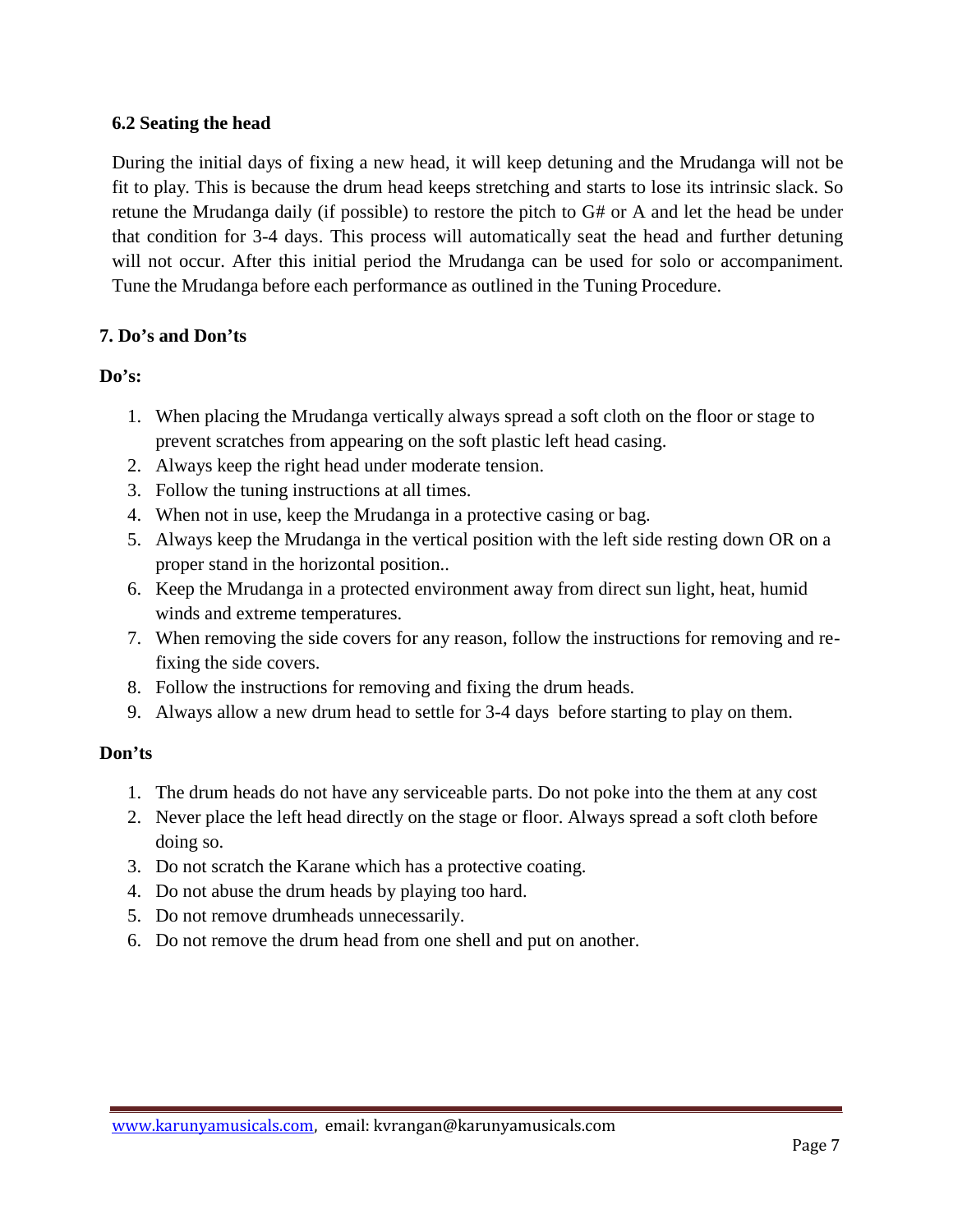### 6.2 Seating the head

During the initial days of fixing a new head, it will keep detuning and the Mrudanga will not be fit to play. This is because the drum head keeps stretching and starts to lose its intrinsic slack. So retune the Mrudanga daily (if possible) to restore the pitch to G# or A and let the head be under that condition for 3-4 days. This process will automatically seat the head and further detuning will not occur. After this initial period the Mrudanga can be used for solo or accompaniment. Tune the Mrudanga before each performance as outlined in the Tuning Procedure.

## 7. Do's and Don'ts

**Do's:**

1. When placing the Mrudanga vertically always spread a soft cloth on the floor or stage to prevent scratches from appearing on the soft plastic left head casing.
2. Always keep the right head under moderate tension.
3. Follow the tuning instructions at all times.
4. When not in use, keep the Mrudanga in a protective casing or bag.
5. Always keep the Mrudanga in the vertical position with the left side resting down OR on a proper stand in the horizontal position..
6. Keep the Mrudanga in a protected environment away from direct sun light, heat, humid winds and extreme temperatures.
7. When removing the side covers for any reason, follow the instructions for removing and re-fixing the side covers.
8. Follow the instructions for removing and fixing the drum heads.
9. Always allow a new drum head to settle for 3-4 days before starting to play on them.

**Don'ts**

1. The drum heads do not have any serviceable parts. Do not poke into the them at any cost
2. Never place the left head directly on the stage or floor. Always spread a soft cloth before doing so.
3. Do not scratch the Karane which has a protective coating.
4. Do not abuse the drum heads by playing too hard.
5. Do not remove drumheads unnecessarily.
6. Do not remove the drum head from one shell and put on another.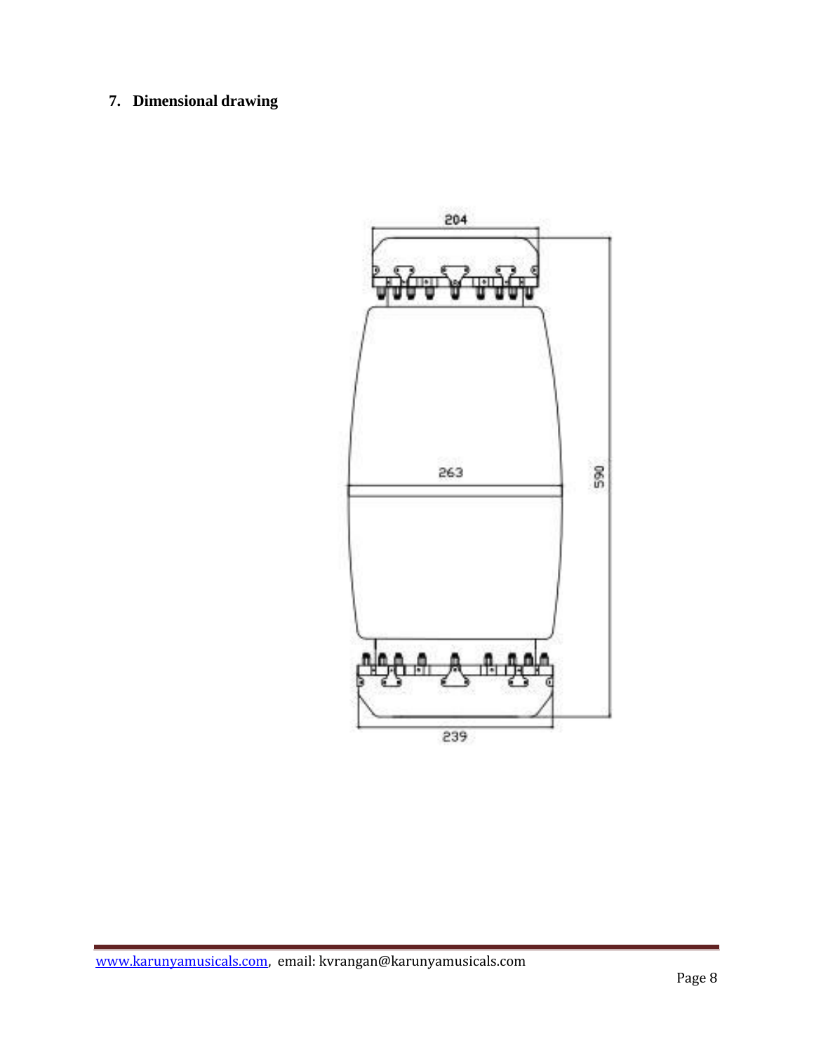## 7. Dimensional drawing

204

263

590

239